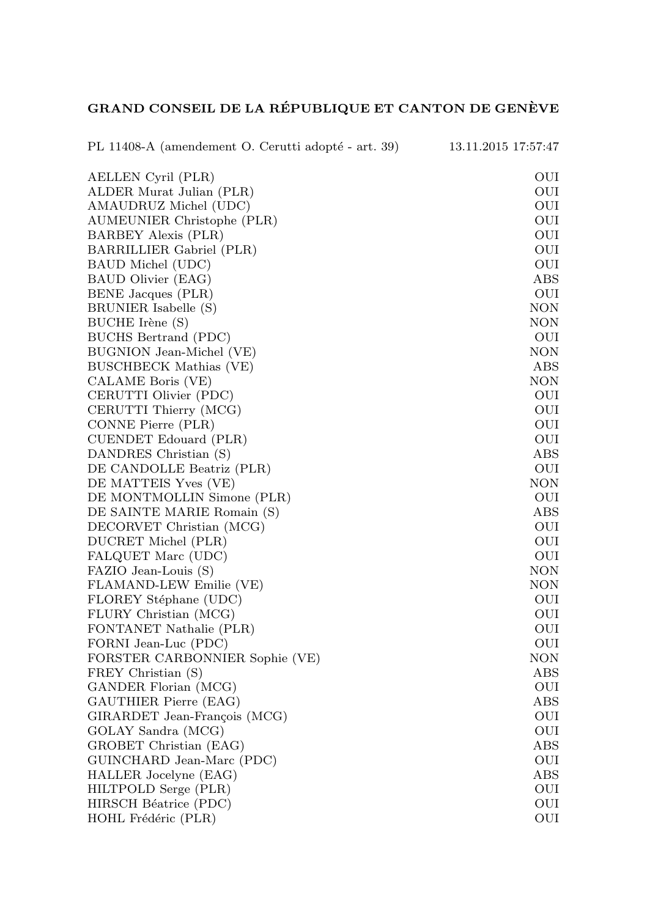**GRAND CONSEIL DE LA RÉPUBLIQUE ET CANTON DE GENÈVE**

PL 11408-A (amendement O. Cerutti adopté - art. 39) 13.11.2015 17:57:47

| | |
|---|---|
| AELLEN Cyril (PLR) | OUI |
| ALDER Murat Julian (PLR) | OUI |
| AMAUDRUZ Michel (UDC) | OUI |
| AUMEUNIER Christophe (PLR) | OUI |
| BARBEY Alexis (PLR) | OUI |
| BARRILLIER Gabriel (PLR) | OUI |
| BAUD Michel (UDC) | OUI |
| BAUD Olivier (EAG) | ABS |
| BENE Jacques (PLR) | OUI |
| BRUNIER Isabelle (S) | NON |
| BUCHE Irène (S) | NON |
| BUCHS Bertrand (PDC) | OUI |
| BUGNION Jean-Michel (VE) | NON |
| BUSCHBECK Mathias (VE) | ABS |
| CALAME Boris (VE) | NON |
| CERUTTI Olivier (PDC) | OUI |
| CERUTTI Thierry (MCG) | OUI |
| CONNE Pierre (PLR) | OUI |
| CUENDET Edouard (PLR) | OUI |
| DANDRES Christian (S) | ABS |
| DE CANDOLLE Beatriz (PLR) | OUI |
| DE MATTEIS Yves (VE) | NON |
| DE MONTMOLLIN Simone (PLR) | OUI |
| DE SAINTE MARIE Romain (S) | ABS |
| DECORVET Christian (MCG) | OUI |
| DUCRET Michel (PLR) | OUI |
| FALQUET Marc (UDC) | OUI |
| FAZIO Jean-Louis (S) | NON |
| FLAMAND-LEW Emilie (VE) | NON |
| FLOREY Stéphane (UDC) | OUI |
| FLURY Christian (MCG) | OUI |
| FONTANET Nathalie (PLR) | OUI |
| FORNI Jean-Luc (PDC) | OUI |
| FORSTER CARBONNIER Sophie (VE) | NON |
| FREY Christian (S) | ABS |
| GANDER Florian (MCG) | OUI |
| GAUTHIER Pierre (EAG) | ABS |
| GIRARDET Jean-François (MCG) | OUI |
| GOLAY Sandra (MCG) | OUI |
| GROBET Christian (EAG) | ABS |
| GUINCHARD Jean-Marc (PDC) | OUI |
| HALLER Jocelyne (EAG) | ABS |
| HILTPOLD Serge (PLR) | OUI |
| HIRSCH Béatrice (PDC) | OUI |
| HOHL Frédéric (PLR) | OUI |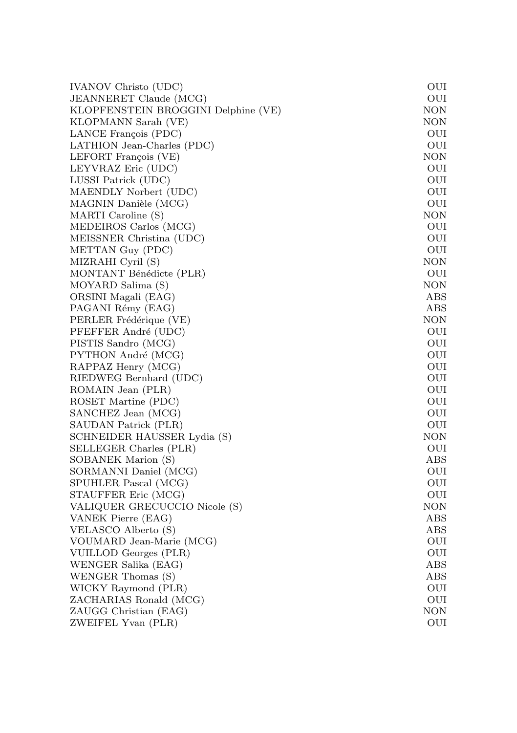| | |
|---|---|
| IVANOV Christo (UDC) | OUI |
| JEANNERET Claude (MCG) | OUI |
| KLOPFENSTEIN BROGGINI Delphine (VE) | NON |
| KLOPMANN Sarah (VE) | NON |
| LANCE François (PDC) | OUI |
| LATHION Jean-Charles (PDC) | OUI |
| LEFORT François (VE) | NON |
| LEYVRAZ Eric (UDC) | OUI |
| LUSSI Patrick (UDC) | OUI |
| MAENDLY Norbert (UDC) | OUI |
| MAGNIN Danièle (MCG) | OUI |
| MARTI Caroline (S) | NON |
| MEDEIROS Carlos (MCG) | OUI |
| MEISSNER Christina (UDC) | OUI |
| METTAN Guy (PDC) | OUI |
| MIZRAHI Cyril (S) | NON |
| MONTANT Bénédicte (PLR) | OUI |
| MOYARD Salima (S) | NON |
| ORSINI Magali (EAG) | ABS |
| PAGANI Rémy (EAG) | ABS |
| PERLER Frédérique (VE) | NON |
| PFEFFER André (UDC) | OUI |
| PISTIS Sandro (MCG) | OUI |
| PYTHON André (MCG) | OUI |
| RAPPAZ Henry (MCG) | OUI |
| RIEDWEG Bernhard (UDC) | OUI |
| ROMAIN Jean (PLR) | OUI |
| ROSET Martine (PDC) | OUI |
| SANCHEZ Jean (MCG) | OUI |
| SAUDAN Patrick (PLR) | OUI |
| SCHNEIDER HAUSSER Lydia (S) | NON |
| SELLEGER Charles (PLR) | OUI |
| SOBANEK Marion (S) | ABS |
| SORMANNI Daniel (MCG) | OUI |
| SPUHLER Pascal (MCG) | OUI |
| STAUFFER Eric (MCG) | OUI |
| VALIQUER GRECUCCIO Nicole (S) | NON |
| VANEK Pierre (EAG) | ABS |
| VELASCO Alberto (S) | ABS |
| VOUMARD Jean-Marie (MCG) | OUI |
| VUILLOD Georges (PLR) | OUI |
| WENGER Salika (EAG) | ABS |
| WENGER Thomas (S) | ABS |
| WICKY Raymond (PLR) | OUI |
| ZACHARIAS Ronald (MCG) | OUI |
| ZAUGG Christian (EAG) | NON |
| ZWEIFEL Yvan (PLR) | OUI |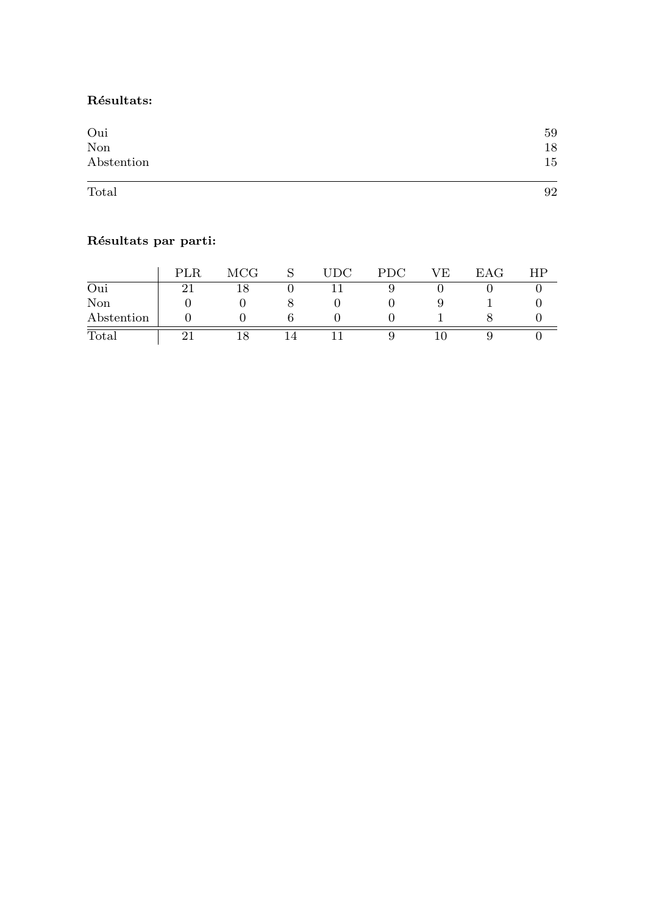**Résultats:**

| | |
|---|---|
| Oui | 59 |
| Non | 18 |
| Abstention | 15 |
| Total | 92 |

**Résultats par parti:**

| | PLR | MCG | S | UDC | PDC | VE | EAG | HP |
|---|---|---|---|---|---|---|---|---|
| Oui | 21 | 18 | 0 | 11 | 9 | 0 | 0 | 0 |
| Non | 0 | 0 | 8 | 0 | 0 | 9 | 1 | 0 |
| Abstention | 0 | 0 | 6 | 0 | 0 | 1 | 8 | 0 |
| Total | 21 | 18 | 14 | 11 | 9 | 10 | 9 | 0 |